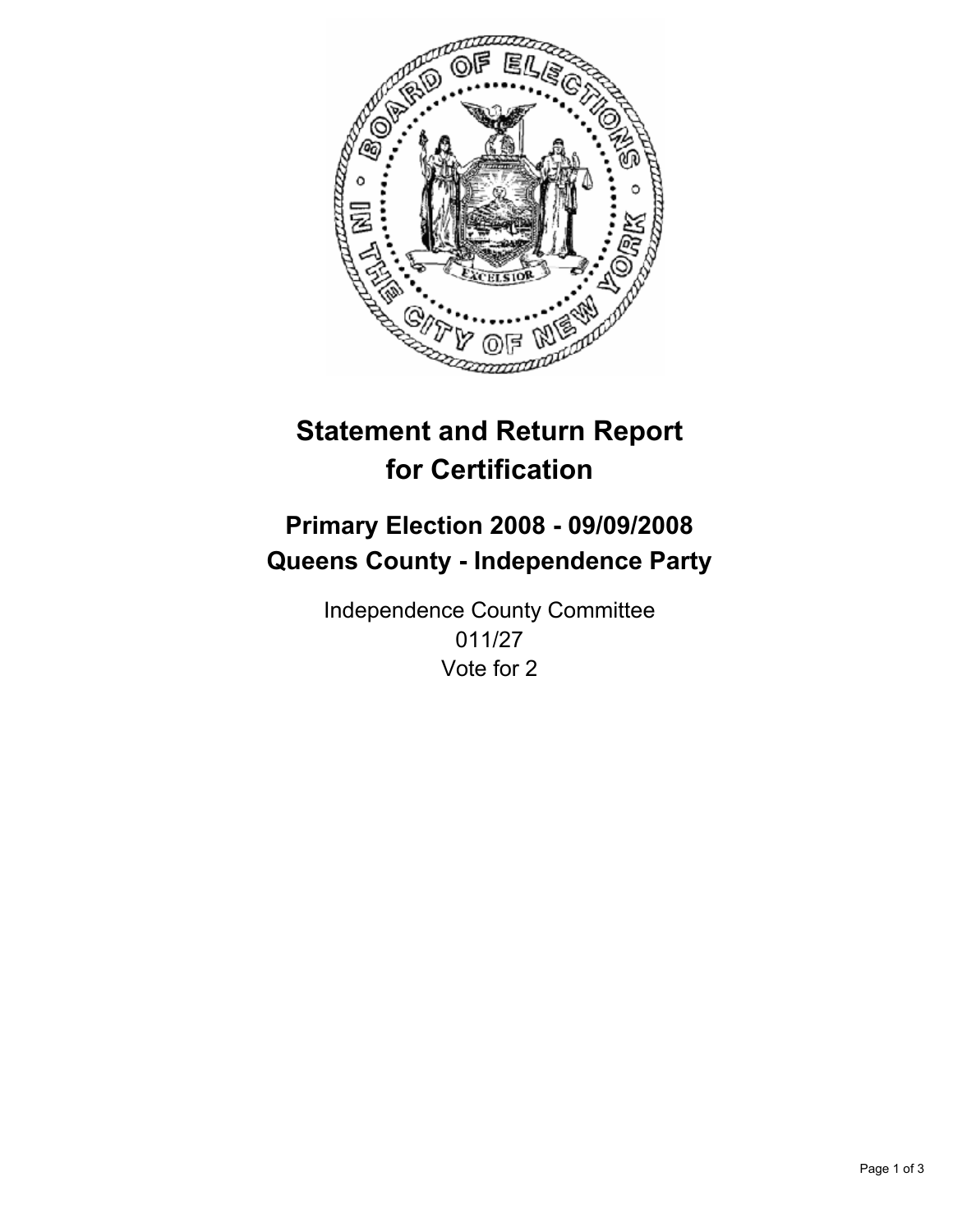# Statement and Return Report for Certification

## Primary Election 2008 - 09/09/2008
## Queens County - Independence Party

Independence County Committee
011/27
Vote for 2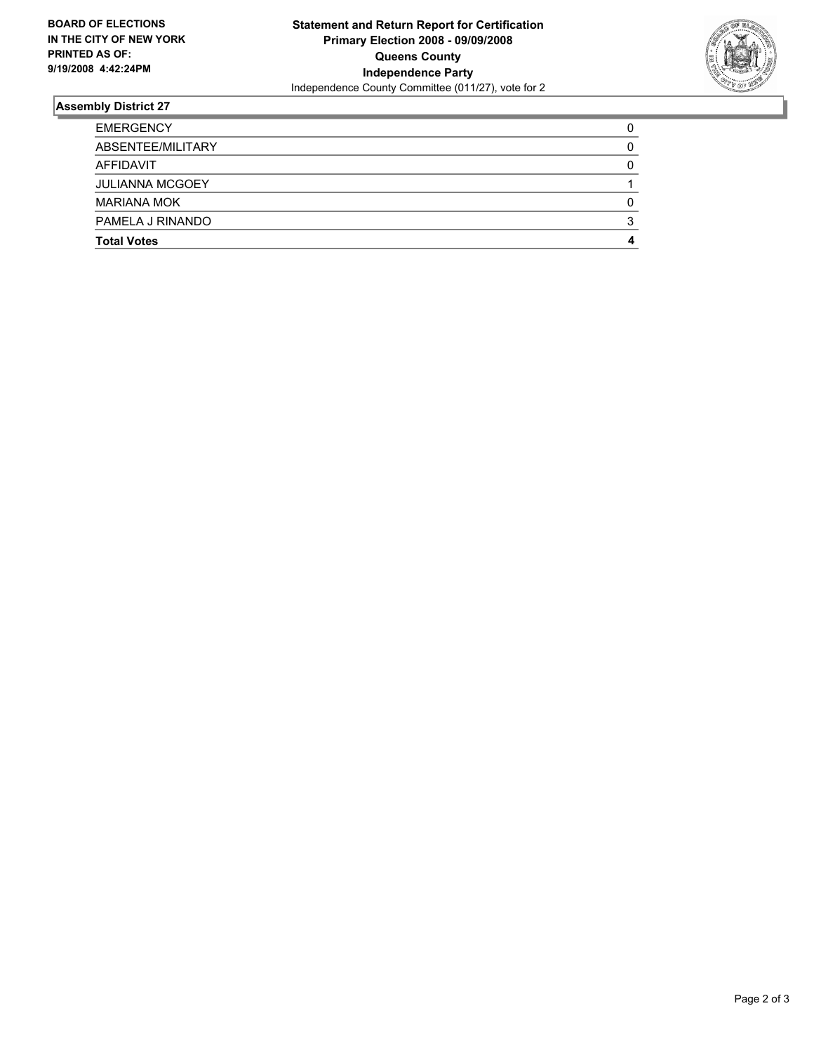**BOARD OF ELECTIONS IN THE CITY OF NEW YORK PRINTED AS OF: 9/19/2008 4:42:24PM**

**Statement and Return Report for Certification**
**Primary Election 2008 - 09/09/2008**
**Queens County**
**Independence Party**
Independence County Committee (011/27), vote for 2

### Assembly District 27

| | |
|---|---|
| EMERGENCY | 0 |
| ABSENTEE/MILITARY | 0 |
| AFFIDAVIT | 0 |
| JULIANNA MCGOEY | 1 |
| MARIANA MOK | 0 |
| PAMELA J RINANDO | 3 |
| **Total Votes** | **4** |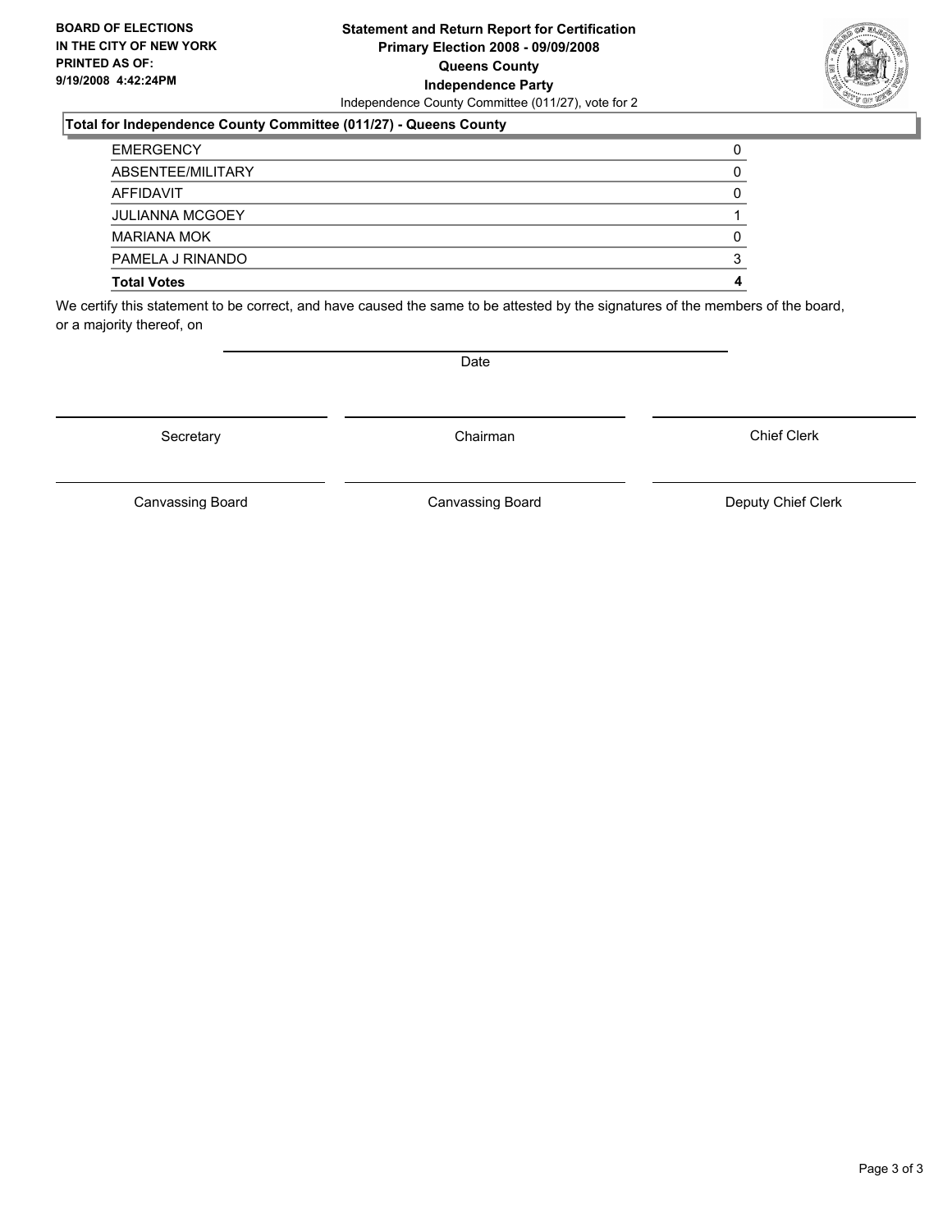**BOARD OF ELECTIONS IN THE CITY OF NEW YORK PRINTED AS OF: 9/19/2008 4:42:24PM**

**Statement and Return Report for Certification**
**Primary Election 2008 - 09/09/2008**
**Queens County**
**Independence Party**
Independence County Committee (011/27), vote for 2

**Total for Independence County Committee (011/27) - Queens County**

| | |
|---|---|
| EMERGENCY | 0 |
| ABSENTEE/MILITARY | 0 |
| AFFIDAVIT | 0 |
| JULIANNA MCGOEY | 1 |
| MARIANA MOK | 0 |
| PAMELA J RINANDO | 3 |
| **Total Votes** | **4** |

We certify this statement to be correct, and have caused the same to be attested by the signatures of the members of the board, or a majority thereof, on

Date

Secretary    Chairman    Chief Clerk

Canvassing Board    Canvassing Board    Deputy Chief Clerk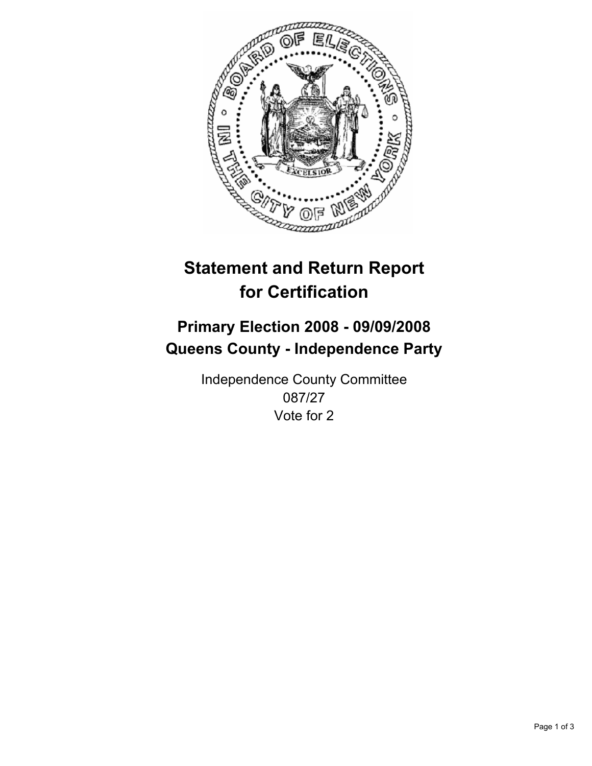# Statement and Return Report for Certification

## Primary Election 2008 - 09/09/2008
## Queens County - Independence Party

Independence County Committee
087/27
Vote for 2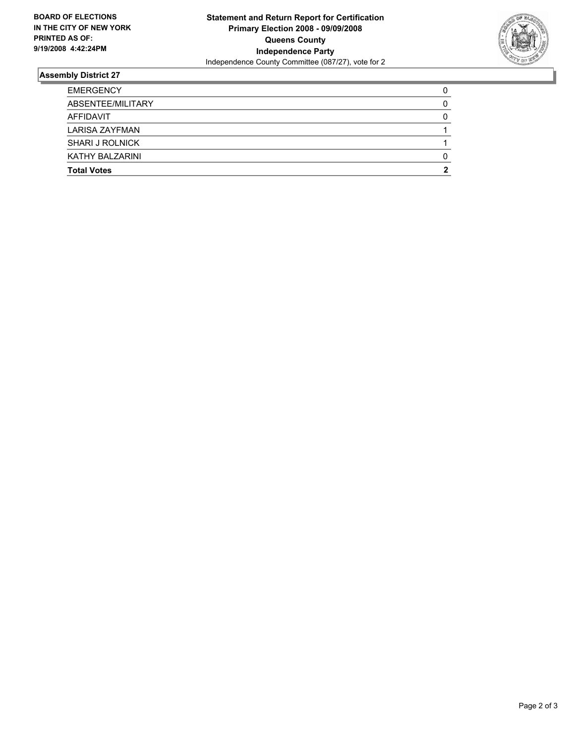**BOARD OF ELECTIONS IN THE CITY OF NEW YORK PRINTED AS OF: 9/19/2008 4:42:24PM**

**Statement and Return Report for Certification**
**Primary Election 2008 - 09/09/2008**
**Queens County**
**Independence Party**
Independence County Committee (087/27), vote for 2

### Assembly District 27

| | |
|---|---|
| EMERGENCY | 0 |
| ABSENTEE/MILITARY | 0 |
| AFFIDAVIT | 0 |
| LARISA ZAYFMAN | 1 |
| SHARI J ROLNICK | 1 |
| KATHY BALZARINI | 0 |
| **Total Votes** | **2** |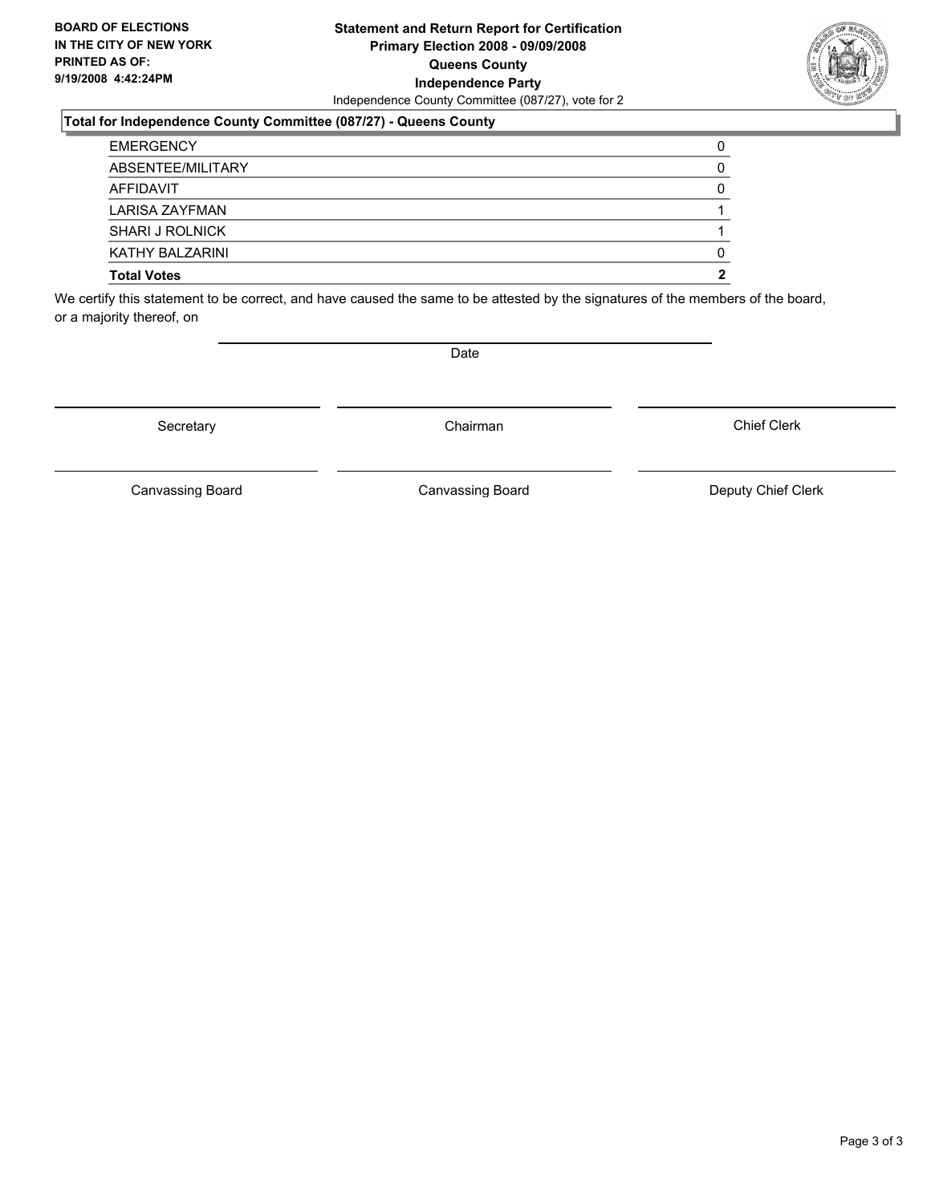**BOARD OF ELECTIONS IN THE CITY OF NEW YORK PRINTED AS OF: 9/19/2008 4:42:24PM**

**Statement and Return Report for Certification Primary Election 2008 - 09/09/2008 Queens County Independence Party**

Independence County Committee (087/27), vote for 2

### Total for Independence County Committee (087/27) - Queens County

| | |
|---|---|
| EMERGENCY | 0 |
| ABSENTEE/MILITARY | 0 |
| AFFIDAVIT | 0 |
| LARISA ZAYFMAN | 1 |
| SHARI J ROLNICK | 1 |
| KATHY BALZARINI | 0 |
| **Total Votes** | **2** |

We certify this statement to be correct, and have caused the same to be attested by the signatures of the members of the board, or a majority thereof, on

Date

Secretary | Chairman | Chief Clerk

Canvassing Board | Canvassing Board | Deputy Chief Clerk